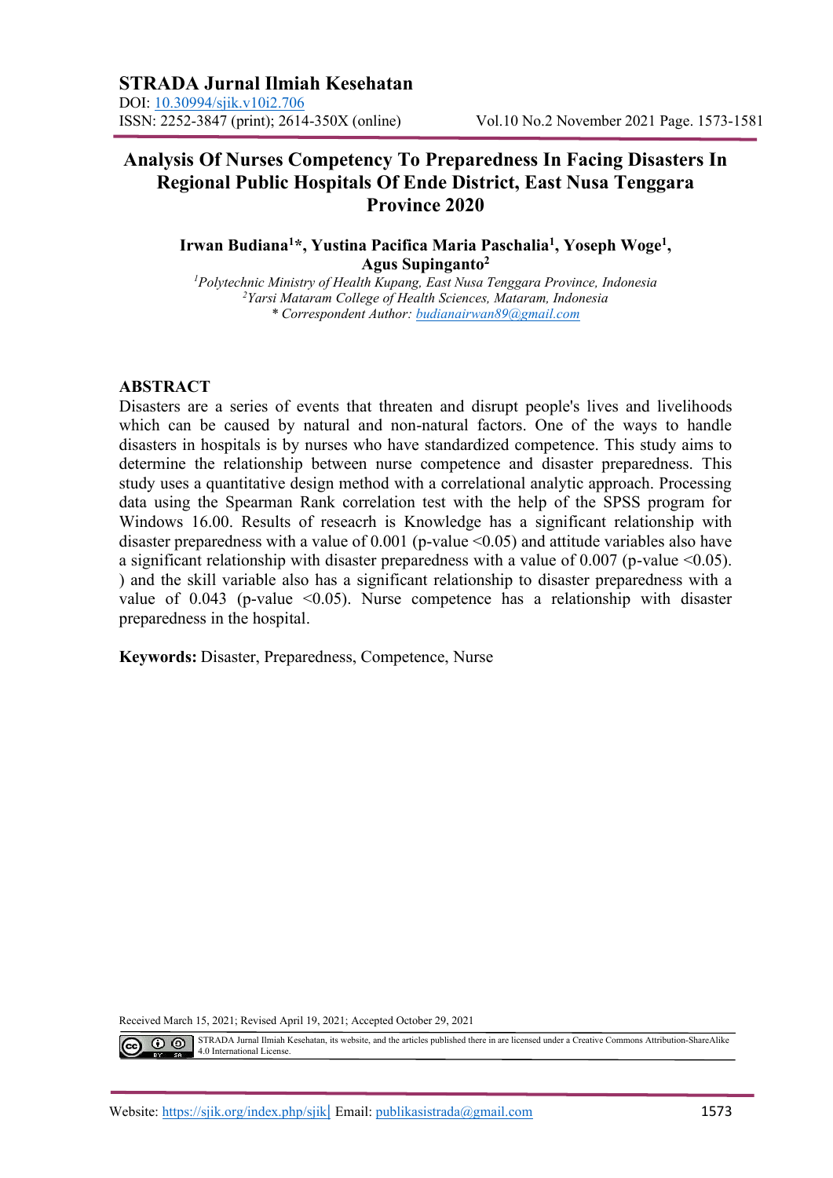# Analysis Of Nurses Competency To Preparedness In Facing Disasters In Regional Public Hospitals Of Ende District, East Nusa Tenggara Province 2020

**Irwan Budiana[1]*, Yustina Pacifica Maria Paschalia[1], Yoseph Woge[1], Agus Supinganto[2]**

[1]*Polytechnic Ministry of Health Kupang, East Nusa Tenggara Province, Indonesia*
[2]*Yarsi Mataram College of Health Sciences, Mataram, Indonesia*
\* *Correspondent Author: budianairwan89@gmail.com*

## ABSTRACT

Disasters are a series of events that threaten and disrupt people's lives and livelihoods which can be caused by natural and non-natural factors. One of the ways to handle disasters in hospitals is by nurses who have standardized competence. This study aims to determine the relationship between nurse competence and disaster preparedness. This study uses a quantitative design method with a correlational analytic approach. Processing data using the Spearman Rank correlation test with the help of the SPSS program for Windows 16.00. Results of reseacrh is Knowledge has a significant relationship with disaster preparedness with a value of 0.001 (p-value <0.05) and attitude variables also have a significant relationship with disaster preparedness with a value of 0.007 (p-value <0.05). ) and the skill variable also has a significant relationship to disaster preparedness with a value of 0.043 (p-value <0.05). Nurse competence has a relationship with disaster preparedness in the hospital.

**Keywords:** Disaster, Preparedness, Competence, Nurse

Received March 15, 2021; Revised April 19, 2021; Accepted October 29, 2021

STRADA Jurnal Ilmiah Kesehatan, its website, and the articles published there in are licensed under a Creative Commons Attribution-ShareAlike 4.0 International License.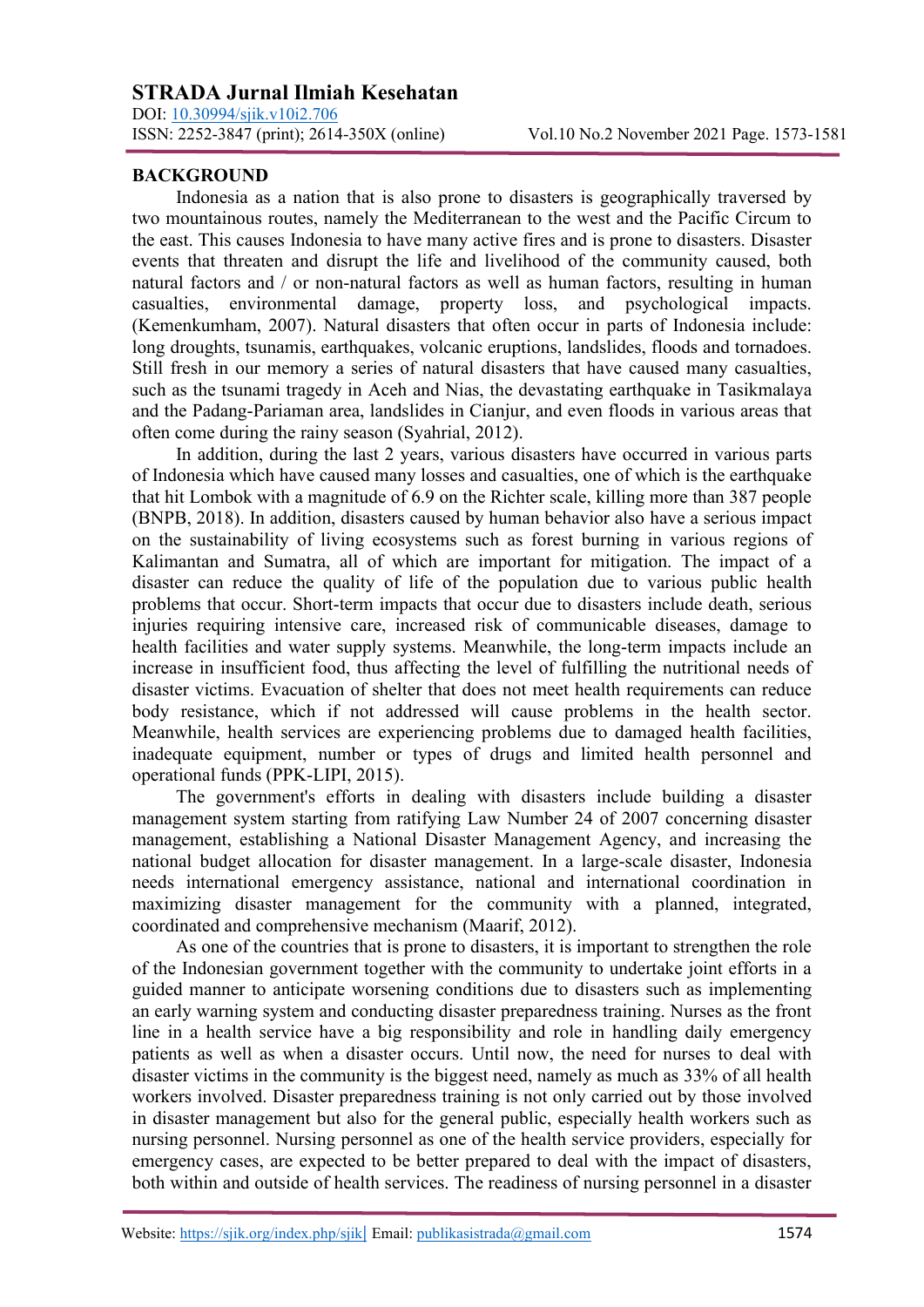## BACKGROUND

Indonesia as a nation that is also prone to disasters is geographically traversed by two mountainous routes, namely the Mediterranean to the west and the Pacific Circum to the east. This causes Indonesia to have many active fires and is prone to disasters. Disaster events that threaten and disrupt the life and livelihood of the community caused, both natural factors and / or non-natural factors as well as human factors, resulting in human casualties, environmental damage, property loss, and psychological impacts. (Kemenkumham, 2007). Natural disasters that often occur in parts of Indonesia include: long droughts, tsunamis, earthquakes, volcanic eruptions, landslides, floods and tornadoes. Still fresh in our memory a series of natural disasters that have caused many casualties, such as the tsunami tragedy in Aceh and Nias, the devastating earthquake in Tasikmalaya and the Padang-Pariaman area, landslides in Cianjur, and even floods in various areas that often come during the rainy season (Syahrial, 2012).

In addition, during the last 2 years, various disasters have occurred in various parts of Indonesia which have caused many losses and casualties, one of which is the earthquake that hit Lombok with a magnitude of 6.9 on the Richter scale, killing more than 387 people (BNPB, 2018). In addition, disasters caused by human behavior also have a serious impact on the sustainability of living ecosystems such as forest burning in various regions of Kalimantan and Sumatra, all of which are important for mitigation. The impact of a disaster can reduce the quality of life of the population due to various public health problems that occur. Short-term impacts that occur due to disasters include death, serious injuries requiring intensive care, increased risk of communicable diseases, damage to health facilities and water supply systems. Meanwhile, the long-term impacts include an increase in insufficient food, thus affecting the level of fulfilling the nutritional needs of disaster victims. Evacuation of shelter that does not meet health requirements can reduce body resistance, which if not addressed will cause problems in the health sector. Meanwhile, health services are experiencing problems due to damaged health facilities, inadequate equipment, number or types of drugs and limited health personnel and operational funds (PPK-LIPI, 2015).

The government's efforts in dealing with disasters include building a disaster management system starting from ratifying Law Number 24 of 2007 concerning disaster management, establishing a National Disaster Management Agency, and increasing the national budget allocation for disaster management. In a large-scale disaster, Indonesia needs international emergency assistance, national and international coordination in maximizing disaster management for the community with a planned, integrated, coordinated and comprehensive mechanism (Maarif, 2012).

As one of the countries that is prone to disasters, it is important to strengthen the role of the Indonesian government together with the community to undertake joint efforts in a guided manner to anticipate worsening conditions due to disasters such as implementing an early warning system and conducting disaster preparedness training. Nurses as the front line in a health service have a big responsibility and role in handling daily emergency patients as well as when a disaster occurs. Until now, the need for nurses to deal with disaster victims in the community is the biggest need, namely as much as 33% of all health workers involved. Disaster preparedness training is not only carried out by those involved in disaster management but also for the general public, especially health workers such as nursing personnel. Nursing personnel as one of the health service providers, especially for emergency cases, are expected to be better prepared to deal with the impact of disasters, both within and outside of health services. The readiness of nursing personnel in a disaster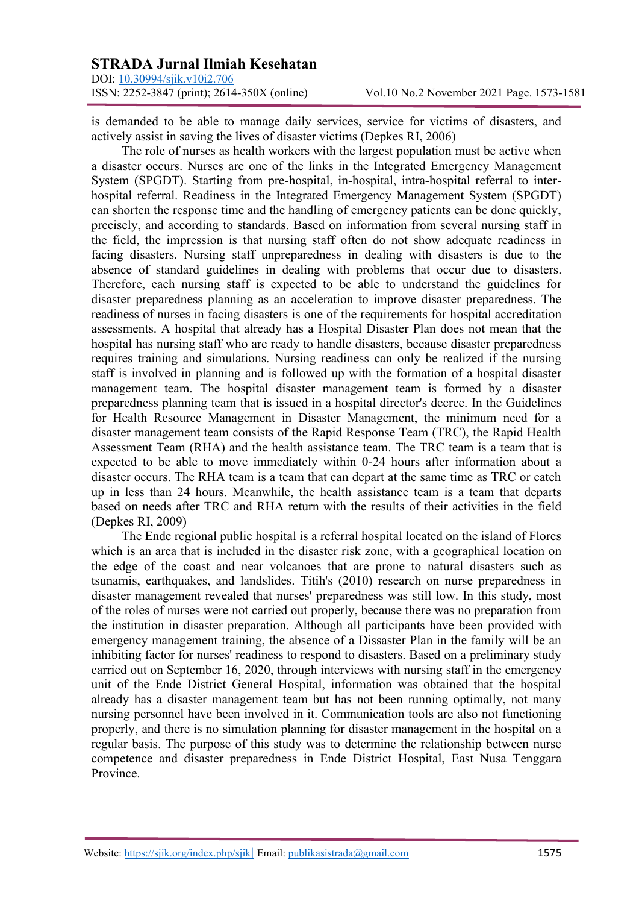is demanded to be able to manage daily services, service for victims of disasters, and actively assist in saving the lives of disaster victims (Depkes RI, 2006)

The role of nurses as health workers with the largest population must be active when a disaster occurs. Nurses are one of the links in the Integrated Emergency Management System (SPGDT). Starting from pre-hospital, in-hospital, intra-hospital referral to inter-hospital referral. Readiness in the Integrated Emergency Management System (SPGDT) can shorten the response time and the handling of emergency patients can be done quickly, precisely, and according to standards. Based on information from several nursing staff in the field, the impression is that nursing staff often do not show adequate readiness in facing disasters. Nursing staff unpreparedness in dealing with disasters is due to the absence of standard guidelines in dealing with problems that occur due to disasters. Therefore, each nursing staff is expected to be able to understand the guidelines for disaster preparedness planning as an acceleration to improve disaster preparedness. The readiness of nurses in facing disasters is one of the requirements for hospital accreditation assessments. A hospital that already has a Hospital Disaster Plan does not mean that the hospital has nursing staff who are ready to handle disasters, because disaster preparedness requires training and simulations. Nursing readiness can only be realized if the nursing staff is involved in planning and is followed up with the formation of a hospital disaster management team. The hospital disaster management team is formed by a disaster preparedness planning team that is issued in a hospital director's decree. In the Guidelines for Health Resource Management in Disaster Management, the minimum need for a disaster management team consists of the Rapid Response Team (TRC), the Rapid Health Assessment Team (RHA) and the health assistance team. The TRC team is a team that is expected to be able to move immediately within 0-24 hours after information about a disaster occurs. The RHA team is a team that can depart at the same time as TRC or catch up in less than 24 hours. Meanwhile, the health assistance team is a team that departs based on needs after TRC and RHA return with the results of their activities in the field (Depkes RI, 2009)

The Ende regional public hospital is a referral hospital located on the island of Flores which is an area that is included in the disaster risk zone, with a geographical location on the edge of the coast and near volcanoes that are prone to natural disasters such as tsunamis, earthquakes, and landslides. Titih's (2010) research on nurse preparedness in disaster management revealed that nurses' preparedness was still low. In this study, most of the roles of nurses were not carried out properly, because there was no preparation from the institution in disaster preparation. Although all participants have been provided with emergency management training, the absence of a Dissaster Plan in the family will be an inhibiting factor for nurses' readiness to respond to disasters. Based on a preliminary study carried out on September 16, 2020, through interviews with nursing staff in the emergency unit of the Ende District General Hospital, information was obtained that the hospital already has a disaster management team but has not been running optimally, not many nursing personnel have been involved in it. Communication tools are also not functioning properly, and there is no simulation planning for disaster management in the hospital on a regular basis. The purpose of this study was to determine the relationship between nurse competence and disaster preparedness in Ende District Hospital, East Nusa Tenggara Province.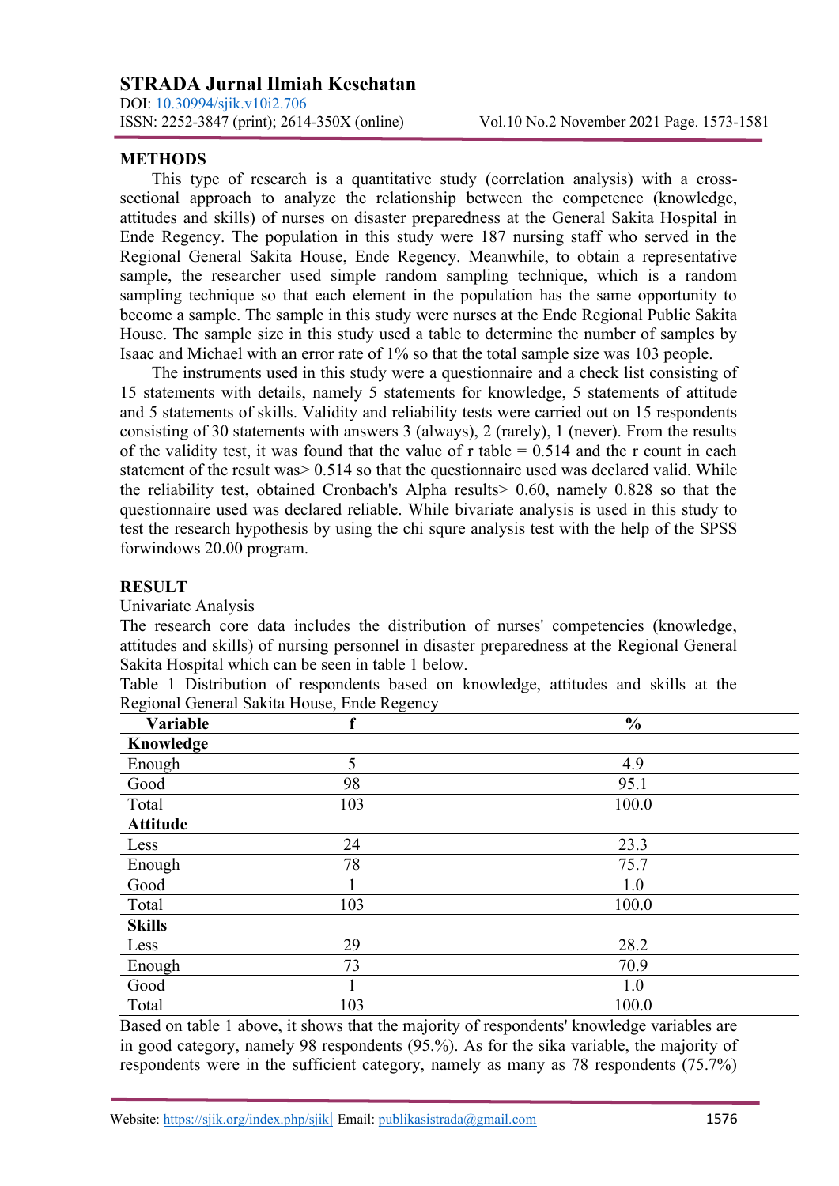## METHODS

This type of research is a quantitative study (correlation analysis) with a cross-sectional approach to analyze the relationship between the competence (knowledge, attitudes and skills) of nurses on disaster preparedness at the General Sakita Hospital in Ende Regency. The population in this study were 187 nursing staff who served in the Regional General Sakita House, Ende Regency. Meanwhile, to obtain a representative sample, the researcher used simple random sampling technique, which is a random sampling technique so that each element in the population has the same opportunity to become a sample. The sample in this study were nurses at the Ende Regional Public Sakita House. The sample size in this study used a table to determine the number of samples by Isaac and Michael with an error rate of 1% so that the total sample size was 103 people.

The instruments used in this study were a questionnaire and a check list consisting of 15 statements with details, namely 5 statements for knowledge, 5 statements of attitude and 5 statements of skills. Validity and reliability tests were carried out on 15 respondents consisting of 30 statements with answers 3 (always), 2 (rarely), 1 (never). From the results of the validity test, it was found that the value of r table = 0.514 and the r count in each statement of the result was> 0.514 so that the questionnaire used was declared valid. While the reliability test, obtained Cronbach's Alpha results> 0.60, namely 0.828 so that the questionnaire used was declared reliable. While bivariate analysis is used in this study to test the research hypothesis by using the chi squre analysis test with the help of the SPSS forwindows 20.00 program.

## RESULT

Univariate Analysis

The research core data includes the distribution of nurses' competencies (knowledge, attitudes and skills) of nursing personnel in disaster preparedness at the Regional General Sakita Hospital which can be seen in table 1 below.

Table 1 Distribution of respondents based on knowledge, attitudes and skills at the Regional General Sakita House, Ende Regency

| Variable | f | % |
|---|---|---|
| **Knowledge** | | |
| Enough | 5 | 4.9 |
| Good | 98 | 95.1 |
| Total | 103 | 100.0 |
| **Attitude** | | |
| Less | 24 | 23.3 |
| Enough | 78 | 75.7 |
| Good | 1 | 1.0 |
| Total | 103 | 100.0 |
| **Skills** | | |
| Less | 29 | 28.2 |
| Enough | 73 | 70.9 |
| Good | 1 | 1.0 |
| Total | 103 | 100.0 |

Based on table 1 above, it shows that the majority of respondents' knowledge variables are in good category, namely 98 respondents (95.%). As for the sika variable, the majority of respondents were in the sufficient category, namely as many as 78 respondents (75.7%)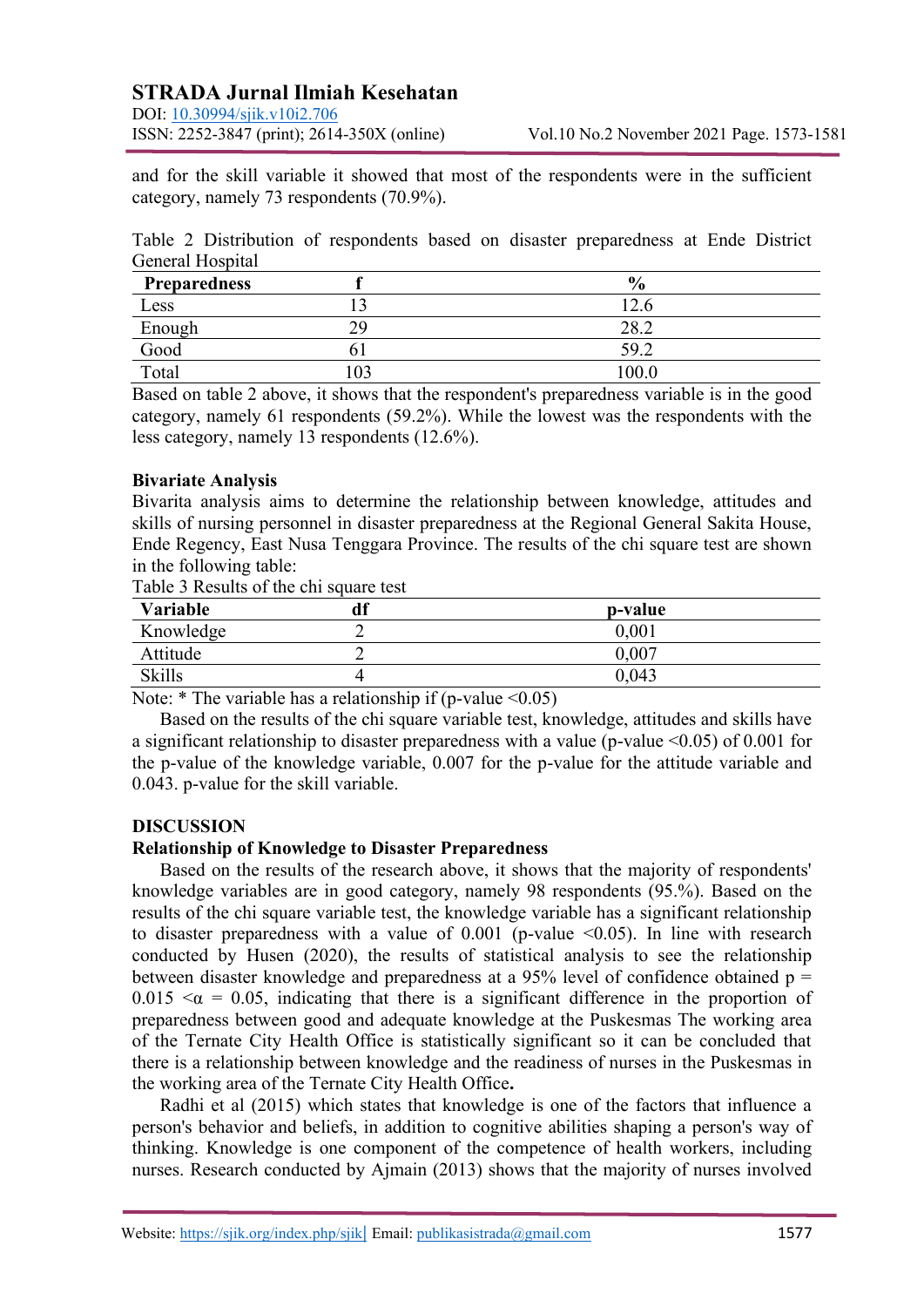and for the skill variable it showed that most of the respondents were in the sufficient category, namely 73 respondents (70.9%).

Table 2 Distribution of respondents based on disaster preparedness at Ende District General Hospital

| Preparedness | f | % |
|---|---|---|
| Less | 13 | 12.6 |
| Enough | 29 | 28.2 |
| Good | 61 | 59.2 |
| Total | 103 | 100.0 |

Based on table 2 above, it shows that the respondent's preparedness variable is in the good category, namely 61 respondents (59.2%). While the lowest was the respondents with the less category, namely 13 respondents (12.6%).

**Bivariate Analysis**

Bivarita analysis aims to determine the relationship between knowledge, attitudes and skills of nursing personnel in disaster preparedness at the Regional General Sakita House, Ende Regency, East Nusa Tenggara Province. The results of the chi square test are shown in the following table:

Table 3 Results of the chi square test

| Variable | df | p-value |
|---|---|---|
| Knowledge | 2 | 0,001 |
| Attitude | 2 | 0,007 |
| Skills | 4 | 0,043 |

Note: * The variable has a relationship if (p-value <0.05)

Based on the results of the chi square variable test, knowledge, attitudes and skills have a significant relationship to disaster preparedness with a value (p-value <0.05) of 0.001 for the p-value of the knowledge variable, 0.007 for the p-value for the attitude variable and 0.043. p-value for the skill variable.

## DISCUSSION

### Relationship of Knowledge to Disaster Preparedness

Based on the results of the research above, it shows that the majority of respondents' knowledge variables are in good category, namely 98 respondents (95.%). Based on the results of the chi square variable test, the knowledge variable has a significant relationship to disaster preparedness with a value of 0.001 (p-value <0.05). In line with research conducted by Husen (2020), the results of statistical analysis to see the relationship between disaster knowledge and preparedness at a 95% level of confidence obtained $p = 0.015 < \alpha = 0.05$, indicating that there is a significant difference in the proportion of preparedness between good and adequate knowledge at the Puskesmas The working area of the Ternate City Health Office is statistically significant so it can be concluded that there is a relationship between knowledge and the readiness of nurses in the Puskesmas in the working area of the Ternate City Health Office.

Radhi et al (2015) which states that knowledge is one of the factors that influence a person's behavior and beliefs, in addition to cognitive abilities shaping a person's way of thinking. Knowledge is one component of the competence of health workers, including nurses. Research conducted by Ajmain (2013) shows that the majority of nurses involved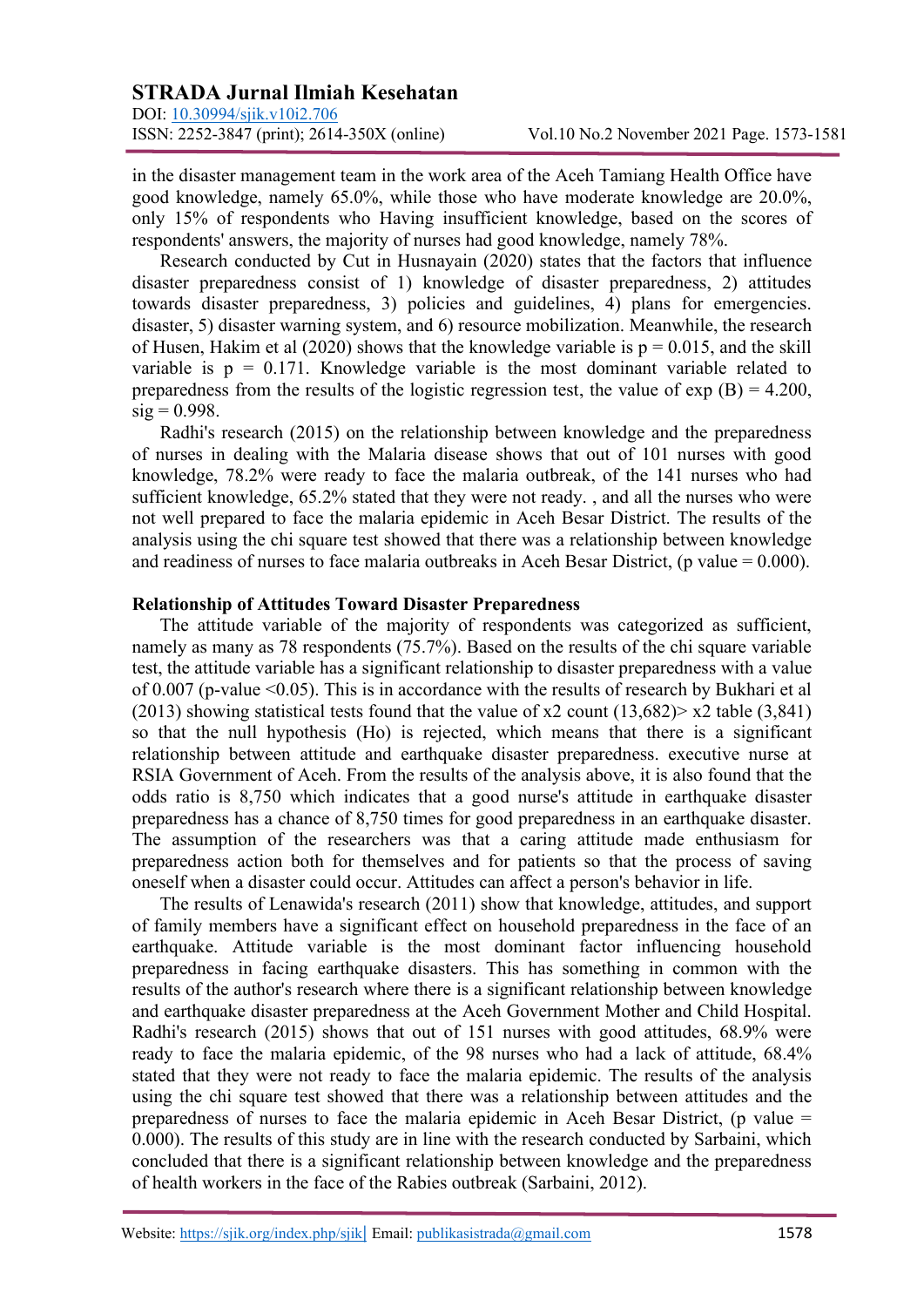in the disaster management team in the work area of the Aceh Tamiang Health Office have good knowledge, namely 65.0%, while those who have moderate knowledge are 20.0%, only 15% of respondents who Having insufficient knowledge, based on the scores of respondents' answers, the majority of nurses had good knowledge, namely 78%.

Research conducted by Cut in Husnayain (2020) states that the factors that influence disaster preparedness consist of 1) knowledge of disaster preparedness, 2) attitudes towards disaster preparedness, 3) policies and guidelines, 4) plans for emergencies. disaster, 5) disaster warning system, and 6) resource mobilization. Meanwhile, the research of Husen, Hakim et al (2020) shows that the knowledge variable is $p = 0.015$, and the skill variable is $p = 0.171$. Knowledge variable is the most dominant variable related to preparedness from the results of the logistic regression test, the value of exp (B) = 4.200, sig = 0.998.

Radhi's research (2015) on the relationship between knowledge and the preparedness of nurses in dealing with the Malaria disease shows that out of 101 nurses with good knowledge, 78.2% were ready to face the malaria outbreak, of the 141 nurses who had sufficient knowledge, 65.2% stated that they were not ready. , and all the nurses who were not well prepared to face the malaria epidemic in Aceh Besar District. The results of the analysis using the chi square test showed that there was a relationship between knowledge and readiness of nurses to face malaria outbreaks in Aceh Besar District, (p value = 0.000).

**Relationship of Attitudes Toward Disaster Preparedness**

The attitude variable of the majority of respondents was categorized as sufficient, namely as many as 78 respondents (75.7%). Based on the results of the chi square variable test, the attitude variable has a significant relationship to disaster preparedness with a value of 0.007 (p-value <0.05). This is in accordance with the results of research by Bukhari et al (2013) showing statistical tests found that the value of $x^2$ count (13,682)> $x^2$ table (3,841) so that the null hypothesis (Ho) is rejected, which means that there is a significant relationship between attitude and earthquake disaster preparedness. executive nurse at RSIA Government of Aceh. From the results of the analysis above, it is also found that the odds ratio is 8,750 which indicates that a good nurse's attitude in earthquake disaster preparedness has a chance of 8,750 times for good preparedness in an earthquake disaster. The assumption of the researchers was that a caring attitude made enthusiasm for preparedness action both for themselves and for patients so that the process of saving oneself when a disaster could occur. Attitudes can affect a person's behavior in life.

The results of Lenawida's research (2011) show that knowledge, attitudes, and support of family members have a significant effect on household preparedness in the face of an earthquake. Attitude variable is the most dominant factor influencing household preparedness in facing earthquake disasters. This has something in common with the results of the author's research where there is a significant relationship between knowledge and earthquake disaster preparedness at the Aceh Government Mother and Child Hospital. Radhi's research (2015) shows that out of 151 nurses with good attitudes, 68.9% were ready to face the malaria epidemic, of the 98 nurses who had a lack of attitude, 68.4% stated that they were not ready to face the malaria epidemic. The results of the analysis using the chi square test showed that there was a relationship between attitudes and the preparedness of nurses to face the malaria epidemic in Aceh Besar District, (p value = 0.000). The results of this study are in line with the research conducted by Sarbaini, which concluded that there is a significant relationship between knowledge and the preparedness of health workers in the face of the Rabies outbreak (Sarbaini, 2012).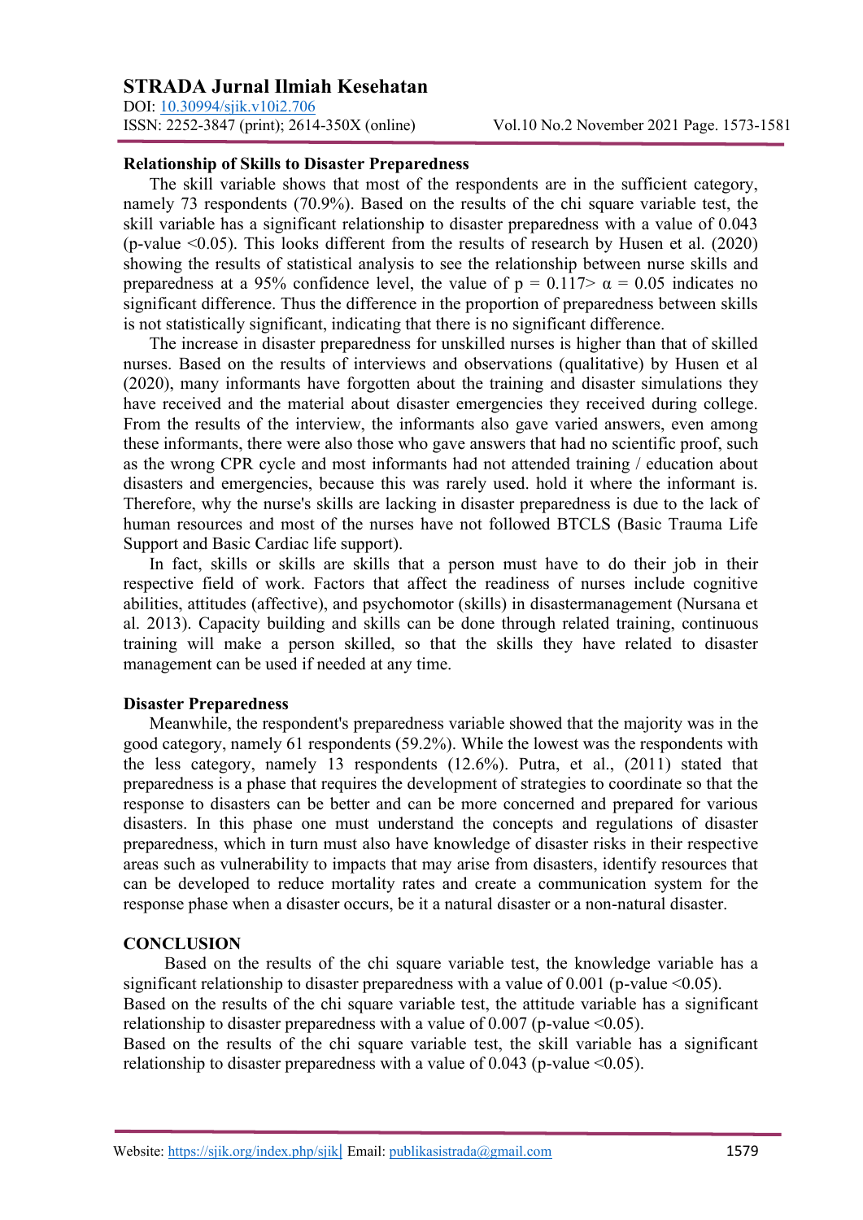**Relationship of Skills to Disaster Preparedness**

The skill variable shows that most of the respondents are in the sufficient category, namely 73 respondents (70.9%). Based on the results of the chi square variable test, the skill variable has a significant relationship to disaster preparedness with a value of 0.043 (p-value <0.05). This looks different from the results of research by Husen et al. (2020) showing the results of statistical analysis to see the relationship between nurse skills and preparedness at a 95% confidence level, the value of $p = 0.117 > \alpha = 0.05$ indicates no significant difference. Thus the difference in the proportion of preparedness between skills is not statistically significant, indicating that there is no significant difference.

The increase in disaster preparedness for unskilled nurses is higher than that of skilled nurses. Based on the results of interviews and observations (qualitative) by Husen et al (2020), many informants have forgotten about the training and disaster simulations they have received and the material about disaster emergencies they received during college. From the results of the interview, the informants also gave varied answers, even among these informants, there were also those who gave answers that had no scientific proof, such as the wrong CPR cycle and most informants had not attended training / education about disasters and emergencies, because this was rarely used. hold it where the informant is. Therefore, why the nurse's skills are lacking in disaster preparedness is due to the lack of human resources and most of the nurses have not followed BTCLS (Basic Trauma Life Support and Basic Cardiac life support).

In fact, skills or skills are skills that a person must have to do their job in their respective field of work. Factors that affect the readiness of nurses include cognitive abilities, attitudes (affective), and psychomotor (skills) in disastermanagement (Nursana et al. 2013). Capacity building and skills can be done through related training, continuous training will make a person skilled, so that the skills they have related to disaster management can be used if needed at any time.

**Disaster Preparedness**

Meanwhile, the respondent's preparedness variable showed that the majority was in the good category, namely 61 respondents (59.2%). While the lowest was the respondents with the less category, namely 13 respondents (12.6%). Putra, et al., (2011) stated that preparedness is a phase that requires the development of strategies to coordinate so that the response to disasters can be better and can be more concerned and prepared for various disasters. In this phase one must understand the concepts and regulations of disaster preparedness, which in turn must also have knowledge of disaster risks in their respective areas such as vulnerability to impacts that may arise from disasters, identify resources that can be developed to reduce mortality rates and create a communication system for the response phase when a disaster occurs, be it a natural disaster or a non-natural disaster.

**CONCLUSION**

Based on the results of the chi square variable test, the knowledge variable has a significant relationship to disaster preparedness with a value of 0.001 (p-value <0.05).
Based on the results of the chi square variable test, the attitude variable has a significant relationship to disaster preparedness with a value of 0.007 (p-value <0.05).
Based on the results of the chi square variable test, the skill variable has a significant relationship to disaster preparedness with a value of 0.043 (p-value <0.05).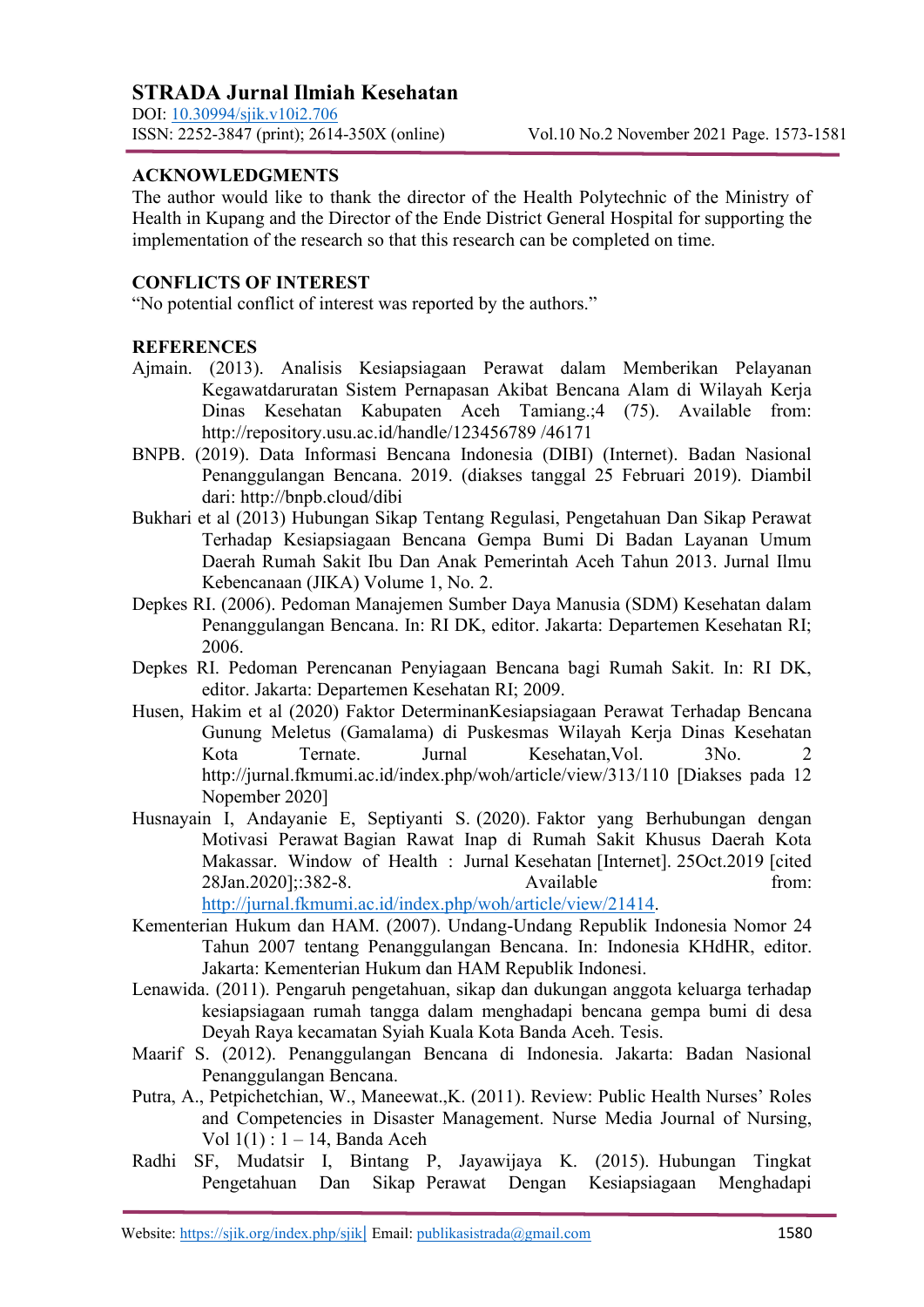## ACKNOWLEDGMENTS

The author would like to thank the director of the Health Polytechnic of the Ministry of Health in Kupang and the Director of the Ende District General Hospital for supporting the implementation of the research so that this research can be completed on time.

## CONFLICTS OF INTEREST

"No potential conflict of interest was reported by the authors."

## REFERENCES

Ajmain. (2013). Analisis Kesiapsiagaan Perawat dalam Memberikan Pelayanan Kegawatdaruratan Sistem Pernapasan Akibat Bencana Alam di Wilayah Kerja Dinas Kesehatan Kabupaten Aceh Tamiang.;4 (75). Available from: http://repository.usu.ac.id/handle/123456789 /46171

BNPB. (2019). Data Informasi Bencana Indonesia (DIBI) (Internet). Badan Nasional Penanggulangan Bencana. 2019. (diakses tanggal 25 Februari 2019). Diambil dari: http://bnpb.cloud/dibi

Bukhari et al (2013) Hubungan Sikap Tentang Regulasi, Pengetahuan Dan Sikap Perawat Terhadap Kesiapsiagaan Bencana Gempa Bumi Di Badan Layanan Umum Daerah Rumah Sakit Ibu Dan Anak Pemerintah Aceh Tahun 2013. Jurnal Ilmu Kebencanaan (JIKA) Volume 1, No. 2.

Depkes RI. (2006). Pedoman Manajemen Sumber Daya Manusia (SDM) Kesehatan dalam Penanggulangan Bencana. In: RI DK, editor. Jakarta: Departemen Kesehatan RI; 2006.

Depkes RI. Pedoman Perencanan Penyiagaan Bencana bagi Rumah Sakit. In: RI DK, editor. Jakarta: Departemen Kesehatan RI; 2009.

Husen, Hakim et al (2020) Faktor DeterminanKesiapsiagaan Perawat Terhadap Bencana Gunung Meletus (Gamalama) di Puskesmas Wilayah Kerja Dinas Kesehatan Kota Ternate. Jurnal Kesehatan,Vol. 3No. 2 http://jurnal.fkmumi.ac.id/index.php/woh/article/view/313/110 [Diakses pada 12 Nopember 2020]

Husnayain I, Andayanie E, Septiyanti S. (2020). Faktor yang Berhubungan dengan Motivasi Perawat Bagian Rawat Inap di Rumah Sakit Khusus Daerah Kota Makassar. Window of Health : Jurnal Kesehatan [Internet]. 25Oct.2019 [cited 28Jan.2020];:382-8. Available from: http://jurnal.fkmumi.ac.id/index.php/woh/article/view/21414.

Kementerian Hukum dan HAM. (2007). Undang-Undang Republik Indonesia Nomor 24 Tahun 2007 tentang Penanggulangan Bencana. In: Indonesia KHdHR, editor. Jakarta: Kementerian Hukum dan HAM Republik Indonesi.

Lenawida. (2011). Pengaruh pengetahuan, sikap dan dukungan anggota keluarga terhadap kesiapsiagaan rumah tangga dalam menghadapi bencana gempa bumi di desa Deyah Raya kecamatan Syiah Kuala Kota Banda Aceh. Tesis.

Maarif S. (2012). Penanggulangan Bencana di Indonesia. Jakarta: Badan Nasional Penanggulangan Bencana.

Putra, A., Petpichetchian, W., Maneewat.,K. (2011). Review: Public Health Nurses' Roles and Competencies in Disaster Management. Nurse Media Journal of Nursing, Vol 1(1) : 1 – 14, Banda Aceh

Radhi SF, Mudatsir I, Bintang P, Jayawijaya K. (2015). Hubungan Tingkat Pengetahuan Dan Sikap Perawat Dengan Kesiapsiagaan Menghadapi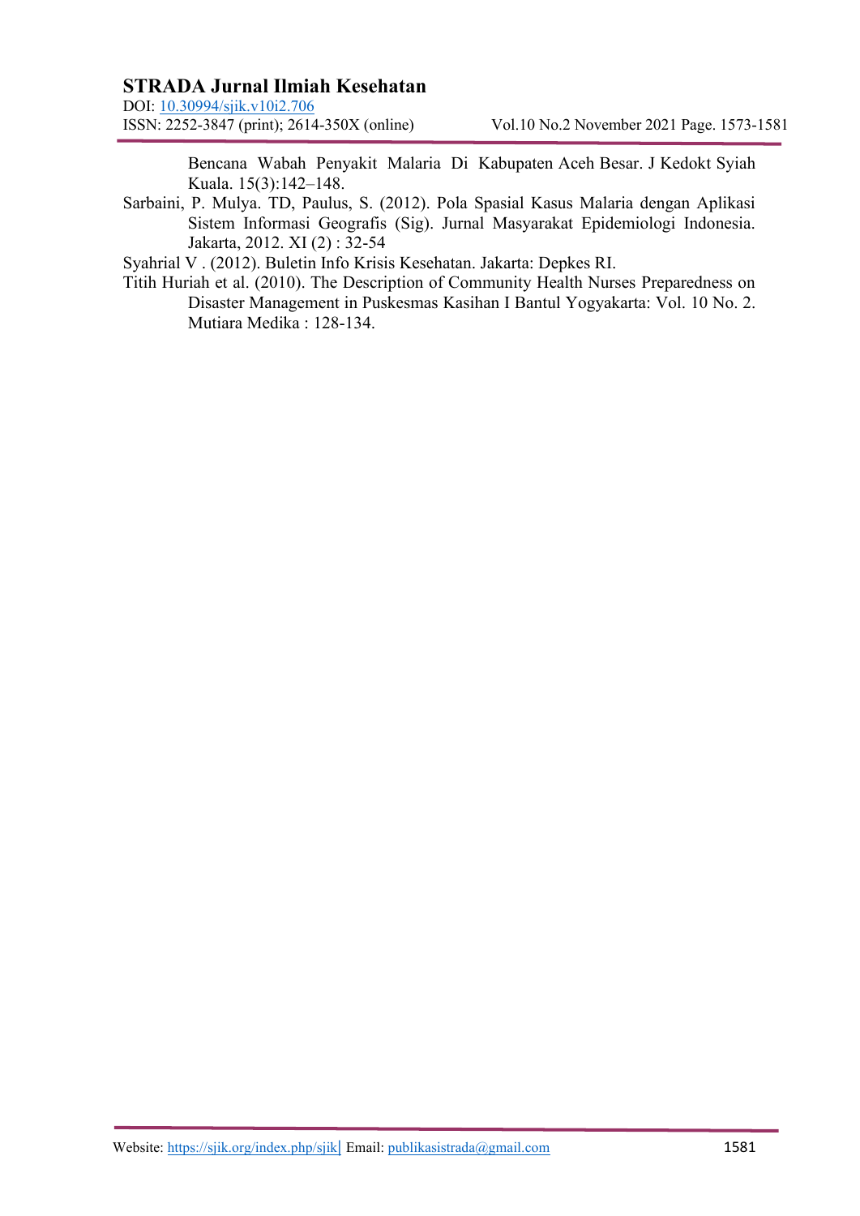Bencana Wabah Penyakit Malaria Di Kabupaten Aceh Besar. J Kedokt Syiah Kuala. 15(3):142–148.

Sarbaini, P. Mulya. TD, Paulus, S. (2012). Pola Spasial Kasus Malaria dengan Aplikasi Sistem Informasi Geografis (Sig). Jurnal Masyarakat Epidemiologi Indonesia. Jakarta, 2012. XI (2) : 32-54

Syahrial V . (2012). Buletin Info Krisis Kesehatan. Jakarta: Depkes RI.

Titih Huriah et al. (2010). The Description of Community Health Nurses Preparedness on Disaster Management in Puskesmas Kasihan I Bantul Yogyakarta: Vol. 10 No. 2. Mutiara Medika : 128-134.